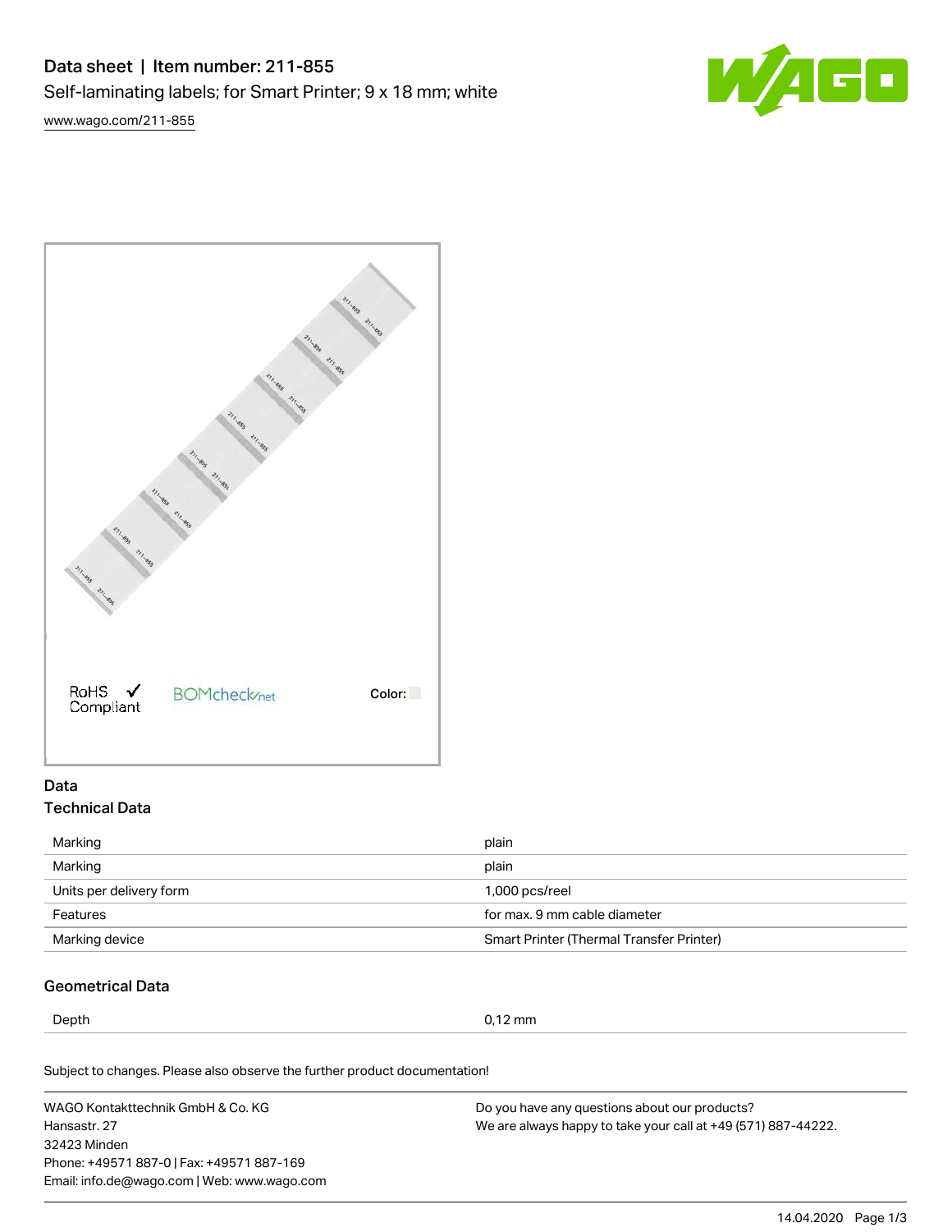# Data sheet | Item number: 211-855

Self-laminating labels; for Smart Printer; 9 x 18 mm; white

www.wago.com/211-855

RoHS ✓ Compliant BOMcheck.net Color:

## Data

### Technical Data

| | |
|---|---|
| Marking | plain |
| Marking | plain |
| Units per delivery form | 1,000 pcs/reel |
| Features | for max. 9 mm cable diameter |
| Marking device | Smart Printer (Thermal Transfer Printer) |

### Geometrical Data

| | |
|---|---|
| Depth | 0,12 mm |

Subject to changes. Please also observe the further product documentation!

WAGO Kontakttechnik GmbH & Co. KG
Hansastr. 27
32423 Minden
Phone: +49571 887-0 | Fax: +49571 887-169
Email: info.de@wago.com | Web: www.wago.com

Do you have any questions about our products?
We are always happy to take your call at +49 (571) 887-44222.

14.04.2020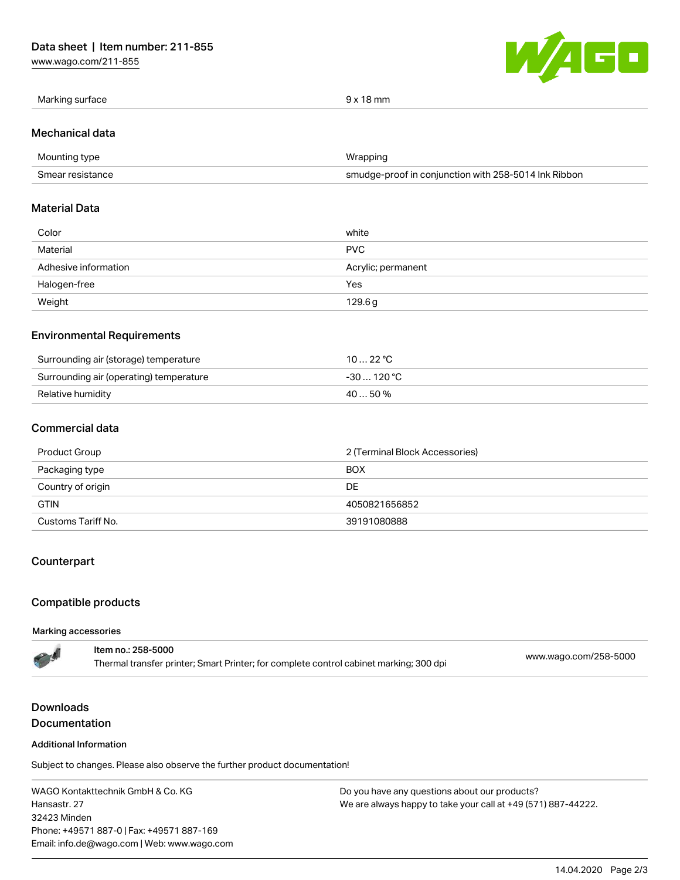| Marking surface | 9 x 18 mm |
| --- | --- |

## Mechanical data

| Mounting type | Wrapping |
| --- | --- |
| Smear resistance | smudge-proof in conjunction with 258-5014 Ink Ribbon |

## Material Data

| Color | white |
| --- | --- |
| Material | PVC |
| Adhesive information | Acrylic; permanent |
| Halogen-free | Yes |
| Weight | 129.6 g |

## Environmental Requirements

| Surrounding air (storage) temperature | 10 … 22 °C |
| --- | --- |
| Surrounding air (operating) temperature | -30 … 120 °C |
| Relative humidity | 40 … 50 % |

## Commercial data

| Product Group | 2 (Terminal Block Accessories) |
| --- | --- |
| Packaging type | BOX |
| Country of origin | DE |
| GTIN | 4050821656852 |
| Customs Tariff No. | 39191080888 |

## Counterpart

## Compatible products

#### Marking accessories

| Item no.: 258-5000<br>Thermal transfer printer; Smart Printer; for complete control cabinet marking; 300 dpi | www.wago.com/258-5000 |
| --- | --- |

## Downloads

## Documentation

#### Additional Information

Subject to changes. Please also observe the further product documentation!

WAGO Kontakttechnik GmbH & Co. KG
Hansastr. 27
32423 Minden
Phone: +49571 887-0 | Fax: +49571 887-169
Email: info.de@wago.com | Web: www.wago.com

Do you have any questions about our products?
We are always happy to take your call at +49 (571) 887-44222.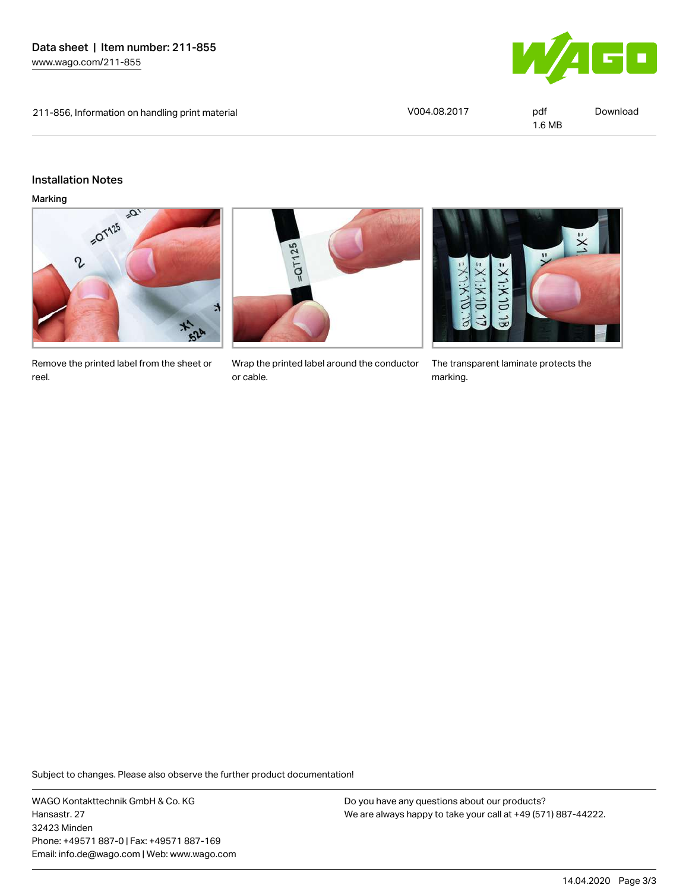| | | | |
|---|---|---|---|
| 211-856, Information on handling print material | V004.08.2017 | pdf<br>1.6 MB | Download |

## Installation Notes

### Marking

Remove the printed label from the sheet or reel.

Wrap the printed label around the conductor or cable.

The transparent laminate protects the marking.

Subject to changes. Please also observe the further product documentation!

WAGO Kontakttechnik GmbH & Co. KG
Hansastr. 27
32423 Minden
Phone: +49571 887-0 | Fax: +49571 887-169
Email: info.de@wago.com | Web: www.wago.com

Do you have any questions about our products?
We are always happy to take your call at +49 (571) 887-44222.